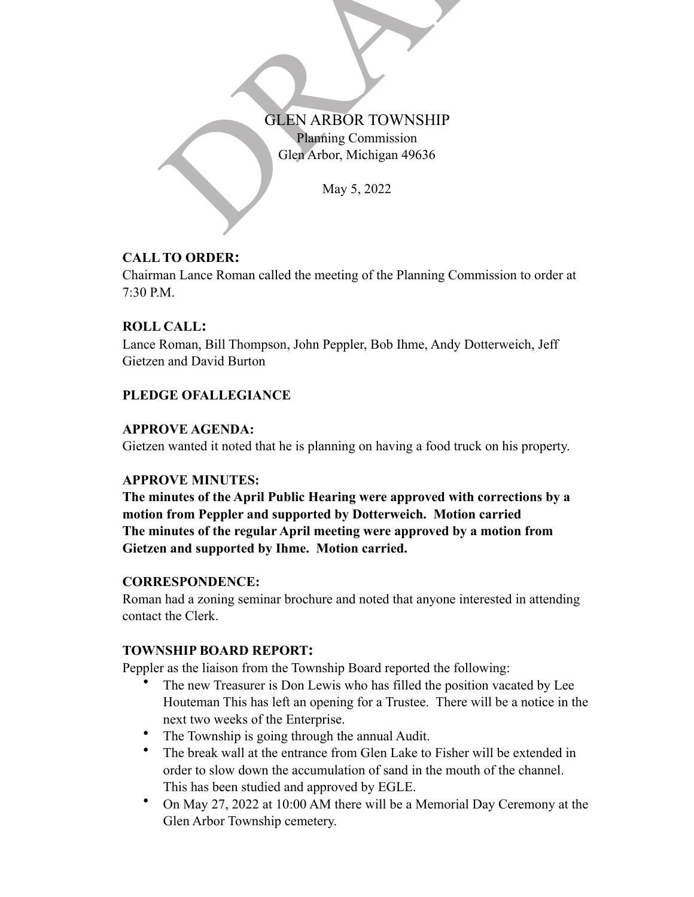# GLEN ARBOR TOWNSHIP

Planning Commission
Glen Arbor, Michigan 49636

May 5, 2022

**CALL TO ORDER:**
Chairman Lance Roman called the meeting of the Planning Commission to order at 7:30 P.M.

**ROLL CALL:**
Lance Roman, Bill Thompson, John Peppler, Bob Ihme, Andy Dotterweich, Jeff Gietzen and David Burton

**PLEDGE OFALLEGIANCE**

**APPROVE AGENDA:**
Gietzen wanted it noted that he is planning on having a food truck on his property.

**APPROVE MINUTES:**
**The minutes of the April Public Hearing were approved with corrections by a motion from Peppler and supported by Dotterweich. Motion carried**
**The minutes of the regular April meeting were approved by a motion from Gietzen and supported by Ihme. Motion carried.**

**CORRESPONDENCE:**
Roman had a zoning seminar brochure and noted that anyone interested in attending contact the Clerk.

**TOWNSHIP BOARD REPORT:**
Peppler as the liaison from the Township Board reported the following:

- The new Treasurer is Don Lewis who has filled the position vacated by Lee Houteman This has left an opening for a Trustee. There will be a notice in the next two weeks of the Enterprise.
- The Township is going through the annual Audit.
- The break wall at the entrance from Glen Lake to Fisher will be extended in order to slow down the accumulation of sand in the mouth of the channel. This has been studied and approved by EGLE.
- On May 27, 2022 at 10:00 AM there will be a Memorial Day Ceremony at the Glen Arbor Township cemetery.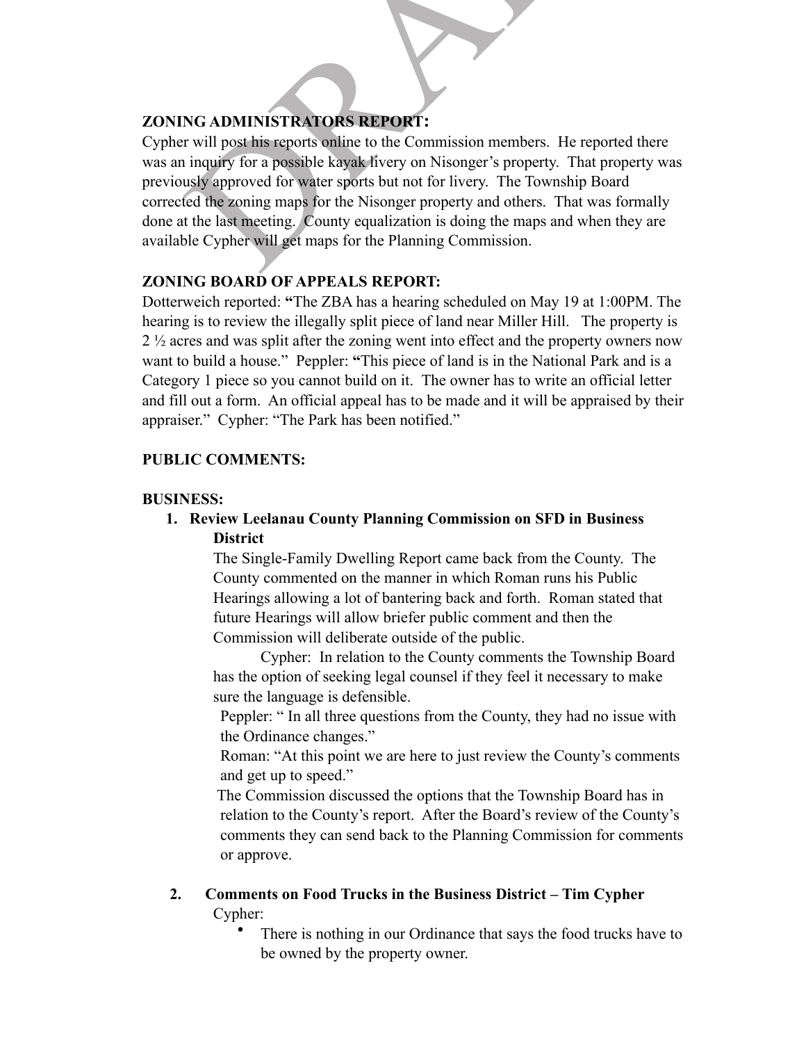**ZONING ADMINISTRATORS REPORT:**

Cypher will post his reports online to the Commission members. He reported there was an inquiry for a possible kayak livery on Nisonger's property. That property was previously approved for water sports but not for livery. The Township Board corrected the zoning maps for the Nisonger property and others. That was formally done at the last meeting. County equalization is doing the maps and when they are available Cypher will get maps for the Planning Commission.

**ZONING BOARD OF APPEALS REPORT:**

Dotterweich reported: **"**The ZBA has a hearing scheduled on May 19 at 1:00PM. The hearing is to review the illegally split piece of land near Miller Hill. The property is 2 ½ acres and was split after the zoning went into effect and the property owners now want to build a house." Peppler: **"**This piece of land is in the National Park and is a Category 1 piece so you cannot build on it. The owner has to write an official letter and fill out a form. An official appeal has to be made and it will be appraised by their appraiser." Cypher: "The Park has been notified."

**PUBLIC COMMENTS:**

**BUSINESS:**

1. **Review Leelanau County Planning Commission on SFD in Business District**

   The Single-Family Dwelling Report came back from the County. The County commented on the manner in which Roman runs his Public Hearings allowing a lot of bantering back and forth. Roman stated that future Hearings will allow briefer public comment and then the Commission will deliberate outside of the public.

   Cypher: In relation to the County comments the Township Board has the option of seeking legal counsel if they feel it necessary to make sure the language is defensible.

   Peppler: " In all three questions from the County, they had no issue with the Ordinance changes."

   Roman: "At this point we are here to just review the County's comments and get up to speed."

   The Commission discussed the options that the Township Board has in relation to the County's report. After the Board's review of the County's comments they can send back to the Planning Commission for comments or approve.

2. **Comments on Food Trucks in the Business District – Tim Cypher**

   Cypher:

   - There is nothing in our Ordinance that says the food trucks have to be owned by the property owner.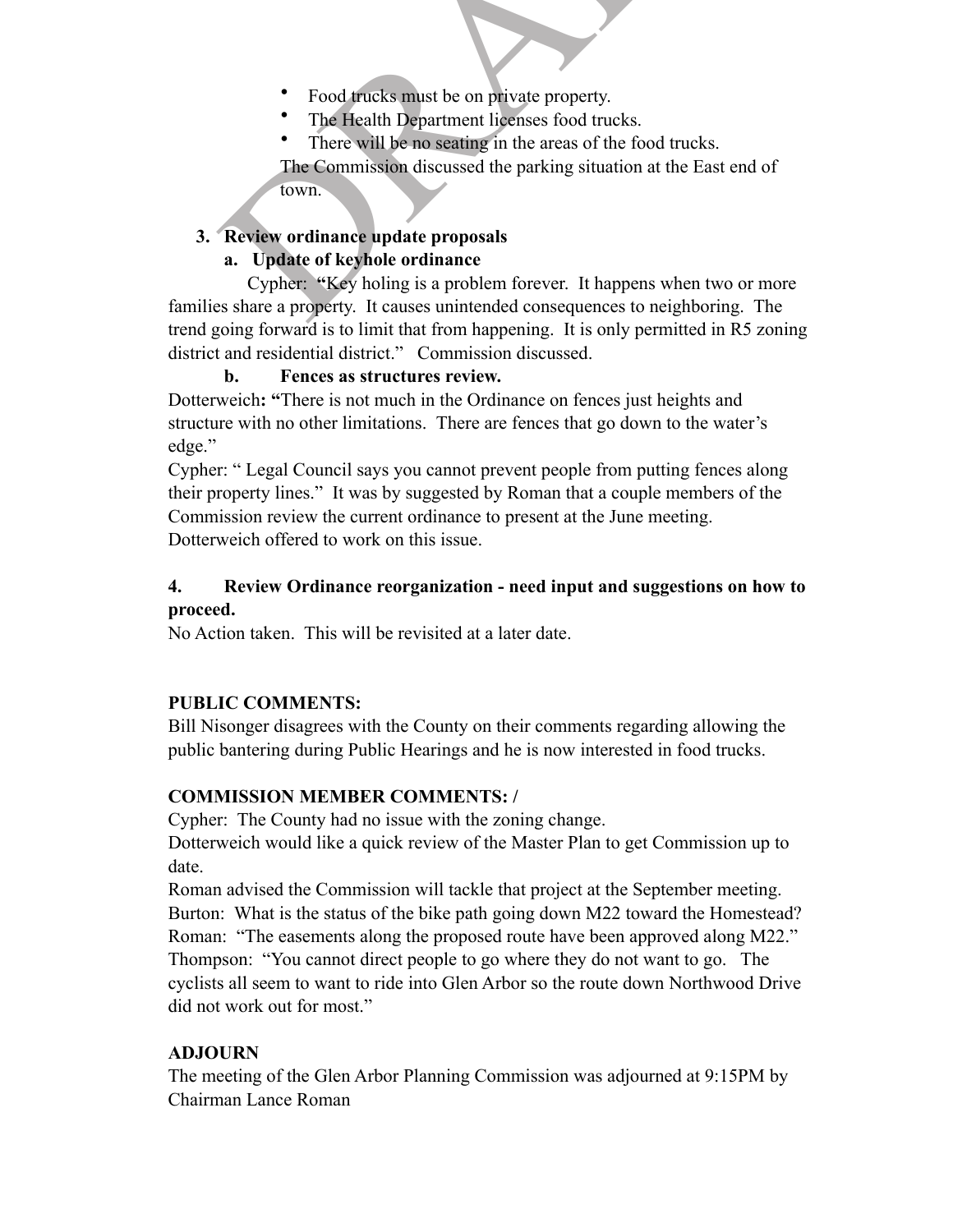- Food trucks must be on private property.
- The Health Department licenses food trucks.
- There will be no seating in the areas of the food trucks.

The Commission discussed the parking situation at the East end of town.

3. **Review ordinance update proposals**
   a. **Update of keyhole ordinance**

Cypher: **"**Key holing is a problem forever. It happens when two or more families share a property. It causes unintended consequences to neighboring. The trend going forward is to limit that from happening. It is only permitted in R5 zoning district and residential district." Commission discussed.

   b. **Fences as structures review.**

Dotterweich**: "**There is not much in the Ordinance on fences just heights and structure with no other limitations. There are fences that go down to the water's edge."

Cypher: " Legal Council says you cannot prevent people from putting fences along their property lines." It was by suggested by Roman that a couple members of the Commission review the current ordinance to present at the June meeting. Dotterweich offered to work on this issue.

**4. Review Ordinance reorganization - need input and suggestions on how to proceed.**

No Action taken. This will be revisited at a later date.

**PUBLIC COMMENTS:**

Bill Nisonger disagrees with the County on their comments regarding allowing the public bantering during Public Hearings and he is now interested in food trucks.

**COMMISSION MEMBER COMMENTS: /**

Cypher: The County had no issue with the zoning change.

Dotterweich would like a quick review of the Master Plan to get Commission up to date.

Roman advised the Commission will tackle that project at the September meeting.

Burton: What is the status of the bike path going down M22 toward the Homestead?

Roman: "The easements along the proposed route have been approved along M22."

Thompson: "You cannot direct people to go where they do not want to go. The cyclists all seem to want to ride into Glen Arbor so the route down Northwood Drive did not work out for most."

**ADJOURN**

The meeting of the Glen Arbor Planning Commission was adjourned at 9:15PM by Chairman Lance Roman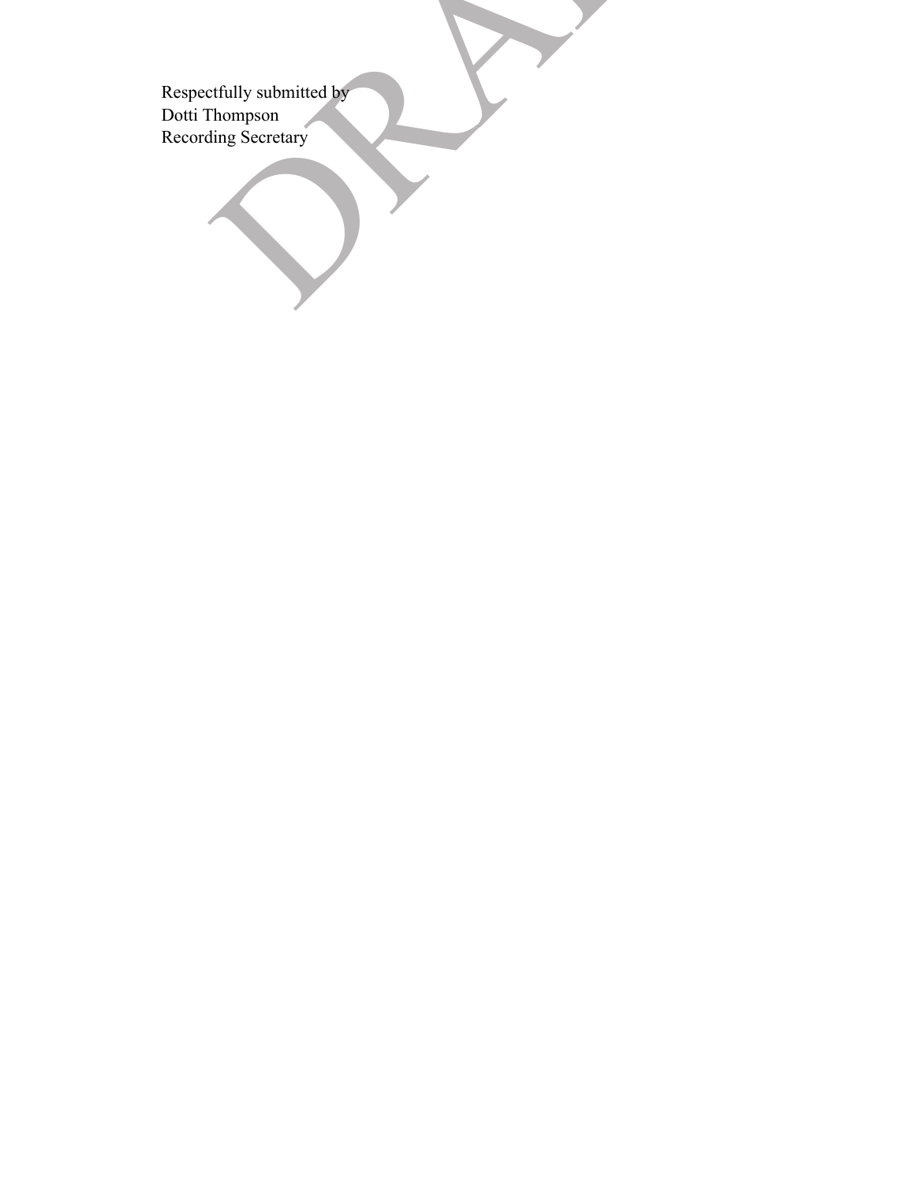Respectfully submitted by
Dotti Thompson
Recording Secretary